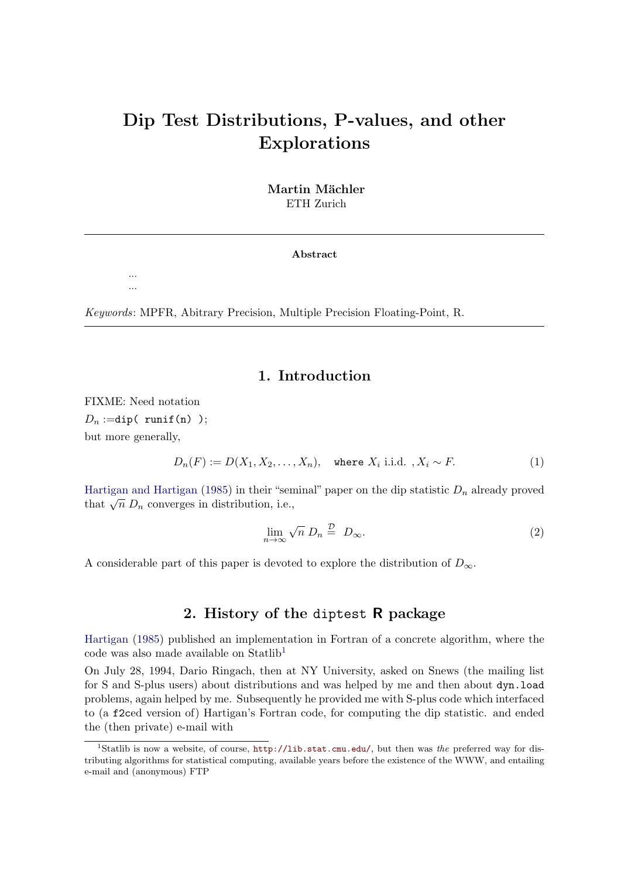# Dip Test Distributions, P-values, and other Explorations

**Martin Mächler**
ETH Zurich

**Abstract**

...
...

*Keywords*: MPFR, Abitrary Precision, Multiple Precision Floating-Point, R.

## 1. Introduction

FIXME: Need notation

$D_n :=$`dip( runif(n) );`

but more generally,

$$D_n(F) := D(X_1, X_2, \ldots, X_n), \quad \texttt{where } X_i \text{ i.i.d. }, X_i \sim F. \tag{1}$$

Hartigan and Hartigan (1985) in their "seminal" paper on the dip statistic $D_n$ already proved that $\sqrt{n}\, D_n$ converges in distribution, i.e.,

$$\lim_{n \to \infty} \sqrt{n}\, D_n \stackrel{\mathcal{D}}{=} D_\infty. \tag{2}$$

A considerable part of this paper is devoted to explore the distribution of $D_\infty$.

## 2. History of the `diptest` R package

Hartigan (1985) published an implementation in Fortran of a concrete algorithm, where the code was also made available on Statlib[1]

On July 28, 1994, Dario Ringach, then at NY University, asked on Snews (the mailing list for S and S-plus users) about distributions and was helped by me and then about `dyn.load` problems, again helped by me. Subsequently he provided me with S-plus code which interfaced to (a `f2c`ed version of) Hartigan's Fortran code, for computing the dip statistic. and ended the (then private) e-mail with

[1] Statlib is now a website, of course, `http://lib.stat.cmu.edu/`, but then was *the* preferred way for distributing algorithms for statistical computing, available years before the existence of the WWW, and entailing e-mail and (anonymous) FTP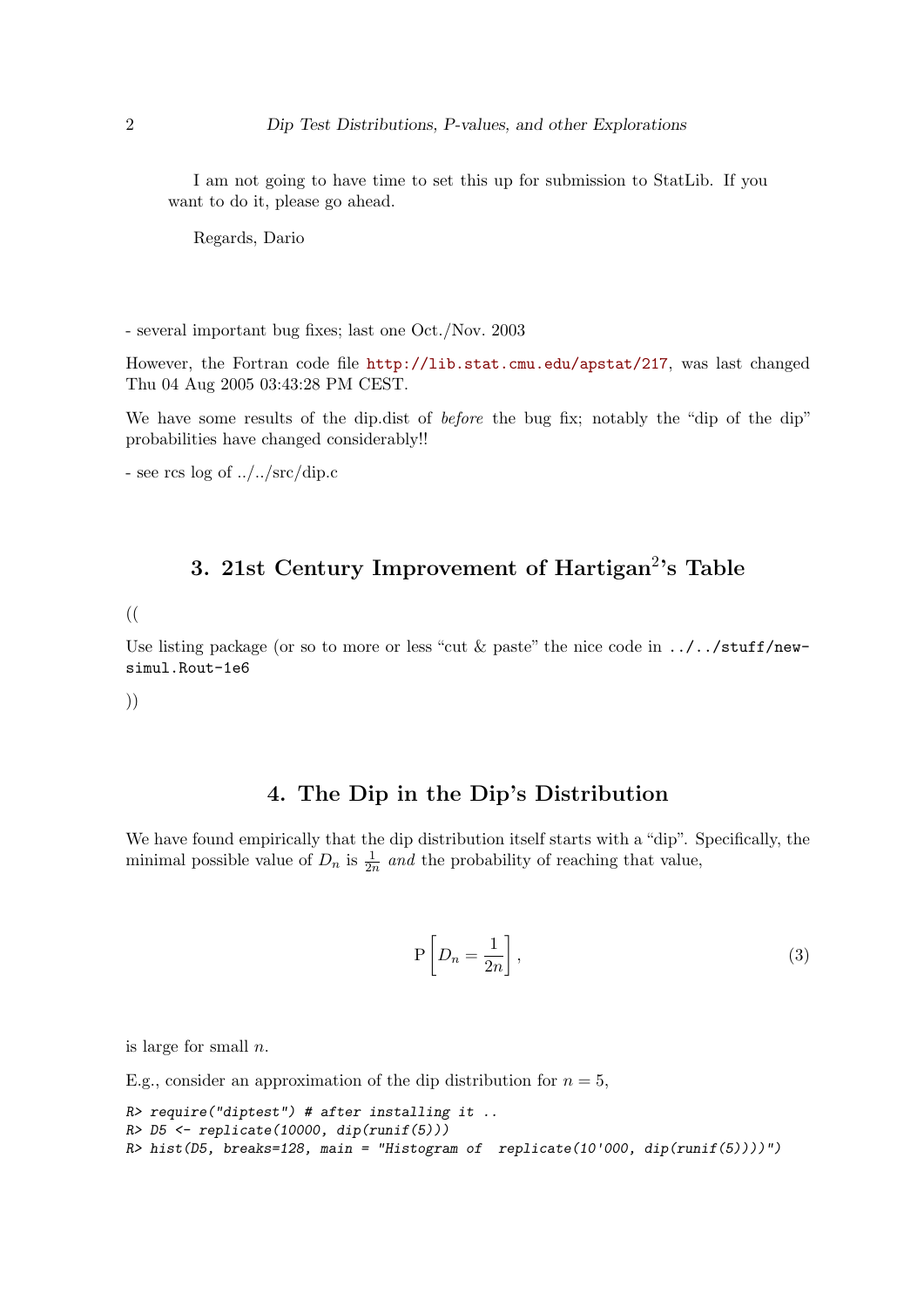I am not going to have time to set this up for submission to StatLib. If you want to do it, please go ahead.

Regards, Dario

- several important bug fixes; last one Oct./Nov. 2003

However, the Fortran code file http://lib.stat.cmu.edu/apstat/217, was last changed Thu 04 Aug 2005 03:43:28 PM CEST.

We have some results of the dip.dist of *before* the bug fix; notably the "dip of the dip" probabilities have changed considerably!!

- see rcs log of ../../src/dip.c

## 3. 21st Century Improvement of Hartigan[2]'s Table

((

Use listing package (or so to more or less "cut & paste" the nice code in `../../stuff/new-simul.Rout-1e6`

))

## 4. The Dip in the Dip's Distribution

We have found empirically that the dip distribution itself starts with a "dip". Specifically, the minimal possible value of $D_n$ is $\frac{1}{2n}$ *and* the probability of reaching that value,

$$\mathrm{P}\left[D_n = \frac{1}{2n}\right], \tag{3}$$

is large for small $n$.

E.g., consider an approximation of the dip distribution for $n = 5$,

```
R> require("diptest") # after installing it ..
R> D5 <- replicate(10000, dip(runif(5)))
R> hist(D5, breaks=128, main = "Histogram of  replicate(10'000, dip(runif(5))))")
```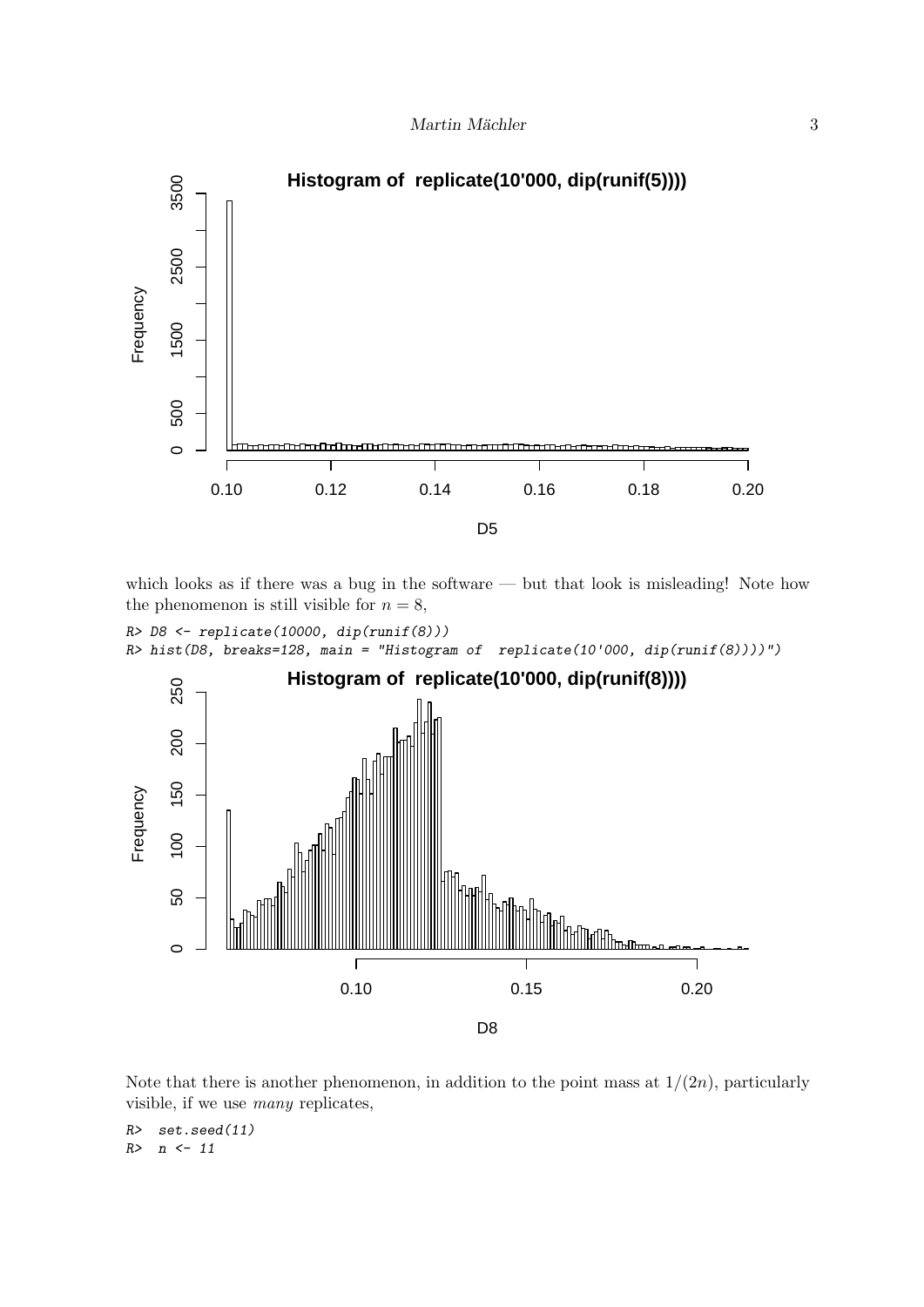Histogram of replicate(10'000, dip(runif(5))))

Frequency

0
500
1500
2500
3500

0.10
0.12
0.14
0.16
0.18
0.20

D5

which looks as if there was a bug in the software — but that look is misleading! Note how the phenomenon is still visible for $n = 8$,

```
R> D8 <- replicate(10000, dip(runif(8)))
R> hist(D8, breaks=128, main = "Histogram of  replicate(10'000, dip(runif(8))))")
```

Histogram of replicate(10'000, dip(runif(8))))

Frequency

0
50
100
150
200
250

0.10
0.15
0.20

D8

Note that there is another phenomenon, in addition to the point mass at $1/(2n)$, particularly visible, if we use *many* replicates,

```
R>  set.seed(11)
R>  n <- 11
```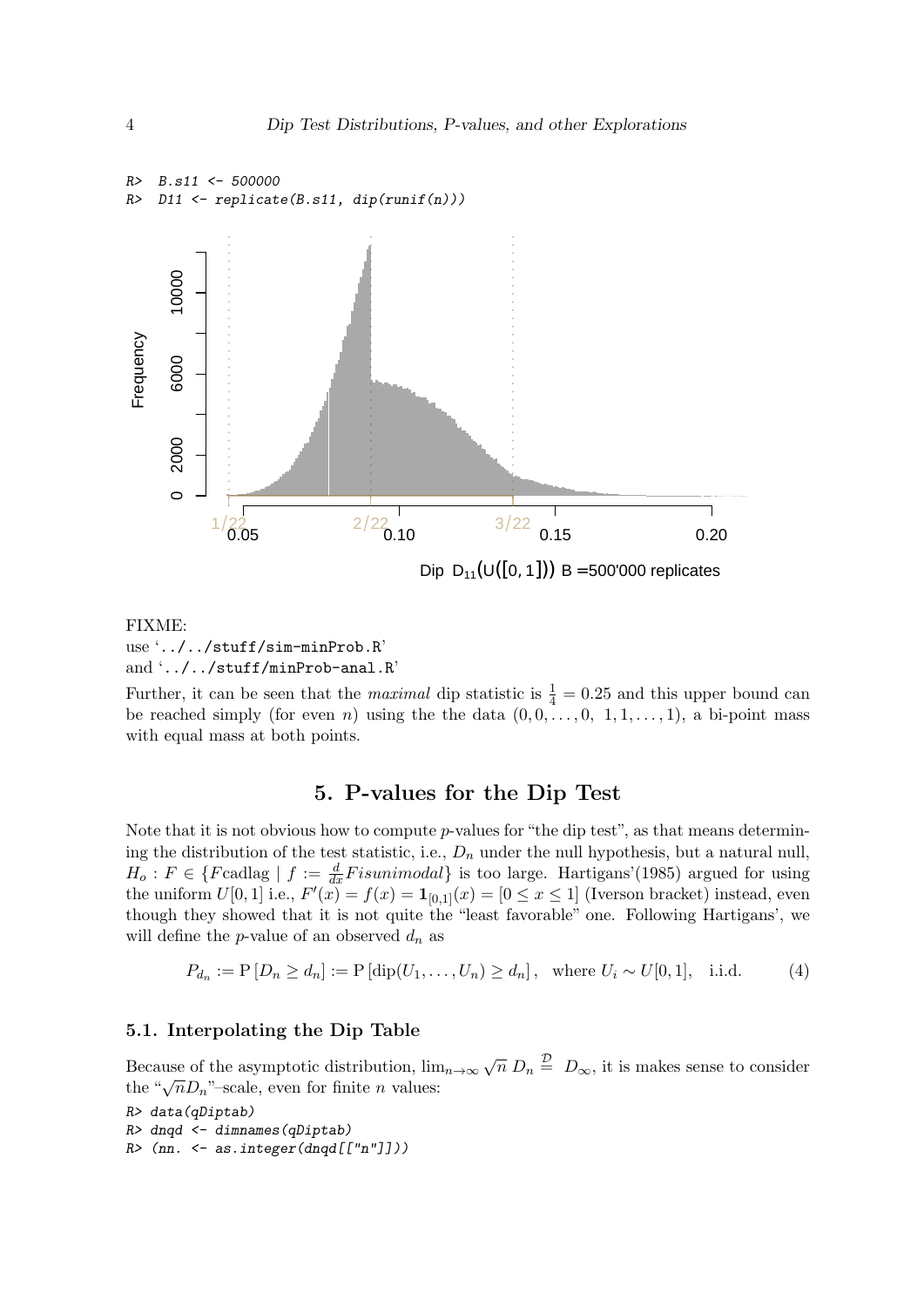```
R>  B.s11 <- 500000
R>  D11 <- replicate(B.s11, dip(runif(n)))
```

FIXME:
use '../../stuff/sim-minProb.R'
and '../../stuff/minProb-anal.R'

Further, it can be seen that the *maximal* dip statistic is $\frac{1}{4} = 0.25$ and this upper bound can be reached simply (for even $n$) using the the data $(0, 0, \ldots, 0,\ 1, 1, \ldots, 1)$, a bi-point mass with equal mass at both points.

## 5. P-values for the Dip Test

Note that it is not obvious how to compute $p$-values for "the dip test", as that means determining the distribution of the test statistic, i.e., $D_n$ under the null hypothesis, but a natural null, $H_o : F \in \{F\text{cadlag} \mid f := \frac{d}{dx} F is unimodal\}$ is too large. Hartigans'(1985) argued for using the uniform $U[0, 1]$ i.e., $F'(x) = f(x) = \mathbf{1}_{[0,1]}(x) = [0 \le x \le 1]$ (Iverson bracket) instead, even though they showed that it is not quite the "least favorable" one. Following Hartigans', we will define the $p$-value of an observed $d_n$ as

$$P_{d_n} := \mathrm{P}\left[D_n \ge d_n\right] := \mathrm{P}\left[\mathrm{dip}(U_1, \ldots, U_n) \ge d_n\right], \quad \text{where } U_i \sim U[0, 1], \quad \text{i.i.d.} \tag{4}$$

### 5.1. Interpolating the Dip Table

Because of the asymptotic distribution, $\lim_{n\to\infty} \sqrt{n}\, D_n \stackrel{\mathcal{D}}{=}\ D_\infty$, it is makes sense to consider the "$\sqrt{n} D_n$"–scale, even for finite $n$ values:

```
R> data(qDiptab)
R> dnqd <- dimnames(qDiptab)
R> (nn. <- as.integer(dnqd[["n"]]))
```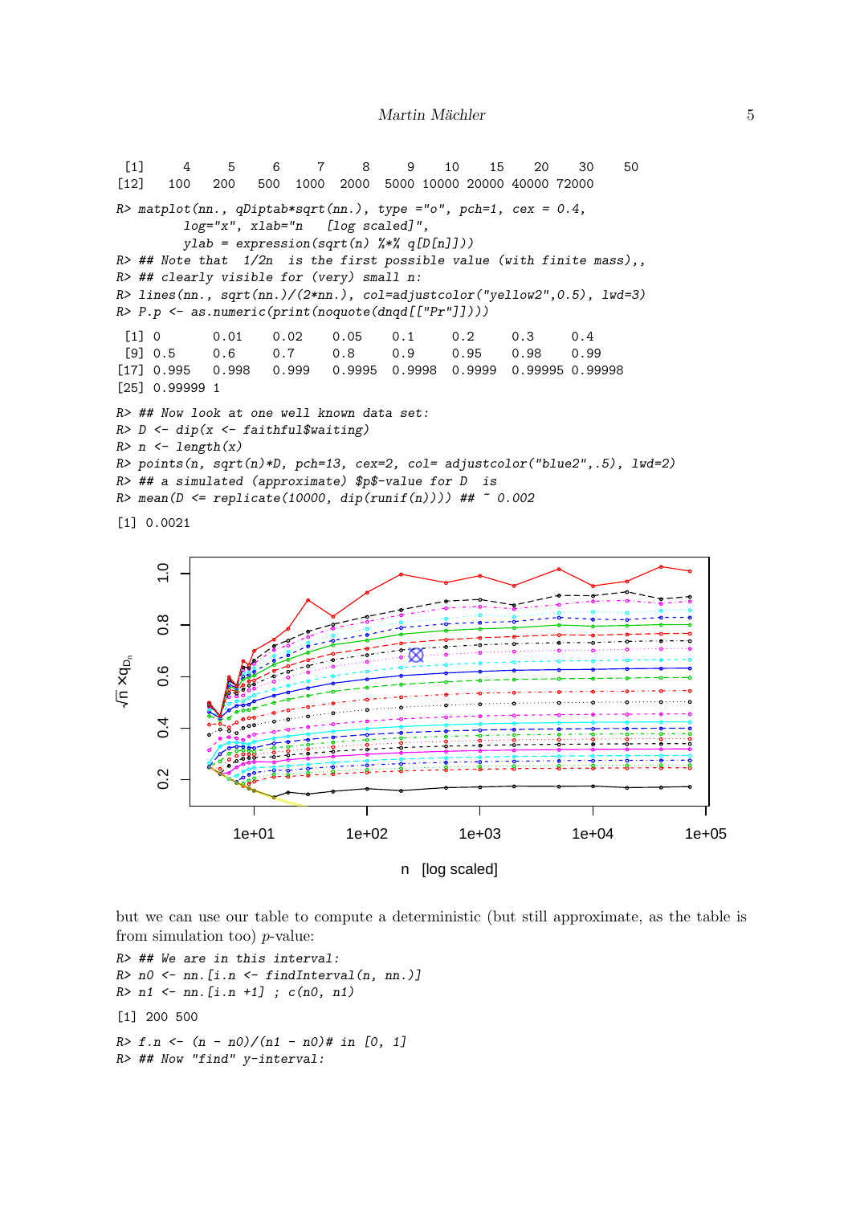```
 [1]     4     5     6     7     8     9    10    15    20    30    50
[12]   100   200   500  1000  2000  5000 10000 20000 40000 72000
```

```
R> matplot(nn., qDiptab*sqrt(nn.), type ="o", pch=1, cex = 0.4,
         log="x", xlab="n   [log scaled]",
         ylab = expression(sqrt(n) %*% q[D[n]]))
R> ## Note that  1/2n  is the first possible value (with finite mass),,
R> ## clearly visible for (very) small n:
R> lines(nn., sqrt(nn.)/(2*nn.), col=adjustcolor("yellow2",0.5), lwd=3)
R> P.p <- as.numeric(print(noquote(dnqd[["Pr"]])))
```

```
 [1] 0       0.01    0.02    0.05    0.1     0.2     0.3     0.4
 [9] 0.5     0.6     0.7     0.8     0.9     0.95    0.98    0.99
[17] 0.995   0.998   0.999   0.9995  0.9998  0.9999  0.99995 0.99998
[25] 0.99999 1
```

```
R> ## Now look at one well known data set:
R> D <- dip(x <- faithful$waiting)
R> n <- length(x)
R> points(n, sqrt(n)*D, pch=13, cex=2, col= adjustcolor("blue2",.5), lwd=2)
R> ## a simulated (approximate) $p$-value for D  is
R> mean(D <= replicate(10000, dip(runif(n)))) ## ~ 0.002
```

```
[1] 0.0021
```

1.0
0.8
0.6
0.4
0.2
$\sqrt{n} \times q_{D_n}$
1e+01
1e+02
1e+03
1e+04
1e+05
n [log scaled]

but we can use our table to compute a deterministic (but still approximate, as the table is from simulation too) $p$-value:

```
R> ## We are in this interval:
R> n0 <- nn.[i.n <- findInterval(n, nn.)]
R> n1 <- nn.[i.n +1] ; c(n0, n1)
```

```
[1] 200 500
```

```
R> f.n <- (n - n0)/(n1 - n0)# in [0, 1]
R> ## Now "find" y-interval:
```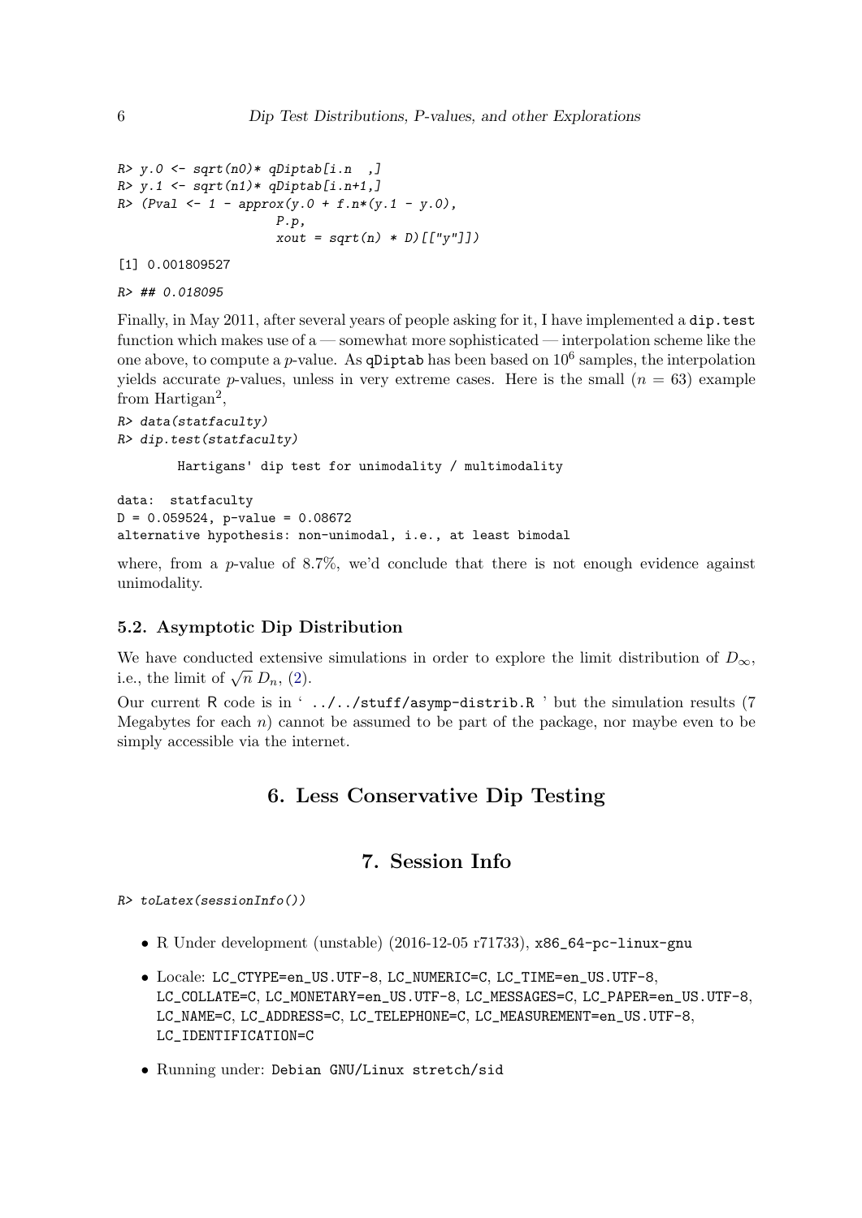```
R> y.0 <- sqrt(n0)* qDiptab[i.n  ,]
R> y.1 <- sqrt(n1)* qDiptab[i.n+1,]
R> (Pval <- 1 - approx(y.0 + f.n*(y.1 - y.0),
                     P.p,
                     xout = sqrt(n) * D)[["y"]])

[1] 0.001809527

R> ## 0.018095
```

Finally, in May 2011, after several years of people asking for it, I have implemented a `dip.test` function which makes use of a — somewhat more sophisticated — interpolation scheme like the one above, to compute a $p$-value. As `qDiptab` has been based on $10^6$ samples, the interpolation yields accurate $p$-values, unless in very extreme cases. Here is the small ($n = 63$) example from Hartigan[2],

```
R> data(statfaculty)
R> dip.test(statfaculty)

        Hartigans' dip test for unimodality / multimodality

data:  statfaculty
D = 0.059524, p-value = 0.08672
alternative hypothesis: non-unimodal, i.e., at least bimodal
```

where, from a $p$-value of 8.7%, we'd conclude that there is not enough evidence against unimodality.

### 5.2. Asymptotic Dip Distribution

We have conducted extensive simulations in order to explore the limit distribution of $D_\infty$, i.e., the limit of $\sqrt{n}\, D_n$, (2).

Our current R code is in ' `../../stuff/asymp-distrib.R` ' but the simulation results (7 Megabytes for each $n$) cannot be assumed to be part of the package, nor maybe even to be simply accessible via the internet.

## 6. Less Conservative Dip Testing

## 7. Session Info

```
R> toLatex(sessionInfo())
```

- R Under development (unstable) (2016-12-05 r71733), `x86_64-pc-linux-gnu`
- Locale: `LC_CTYPE=en_US.UTF-8`, `LC_NUMERIC=C`, `LC_TIME=en_US.UTF-8`, `LC_COLLATE=C`, `LC_MONETARY=en_US.UTF-8`, `LC_MESSAGES=C`, `LC_PAPER=en_US.UTF-8`, `LC_NAME=C`, `LC_ADDRESS=C`, `LC_TELEPHONE=C`, `LC_MEASUREMENT=en_US.UTF-8`, `LC_IDENTIFICATION=C`
- Running under: `Debian GNU/Linux stretch/sid`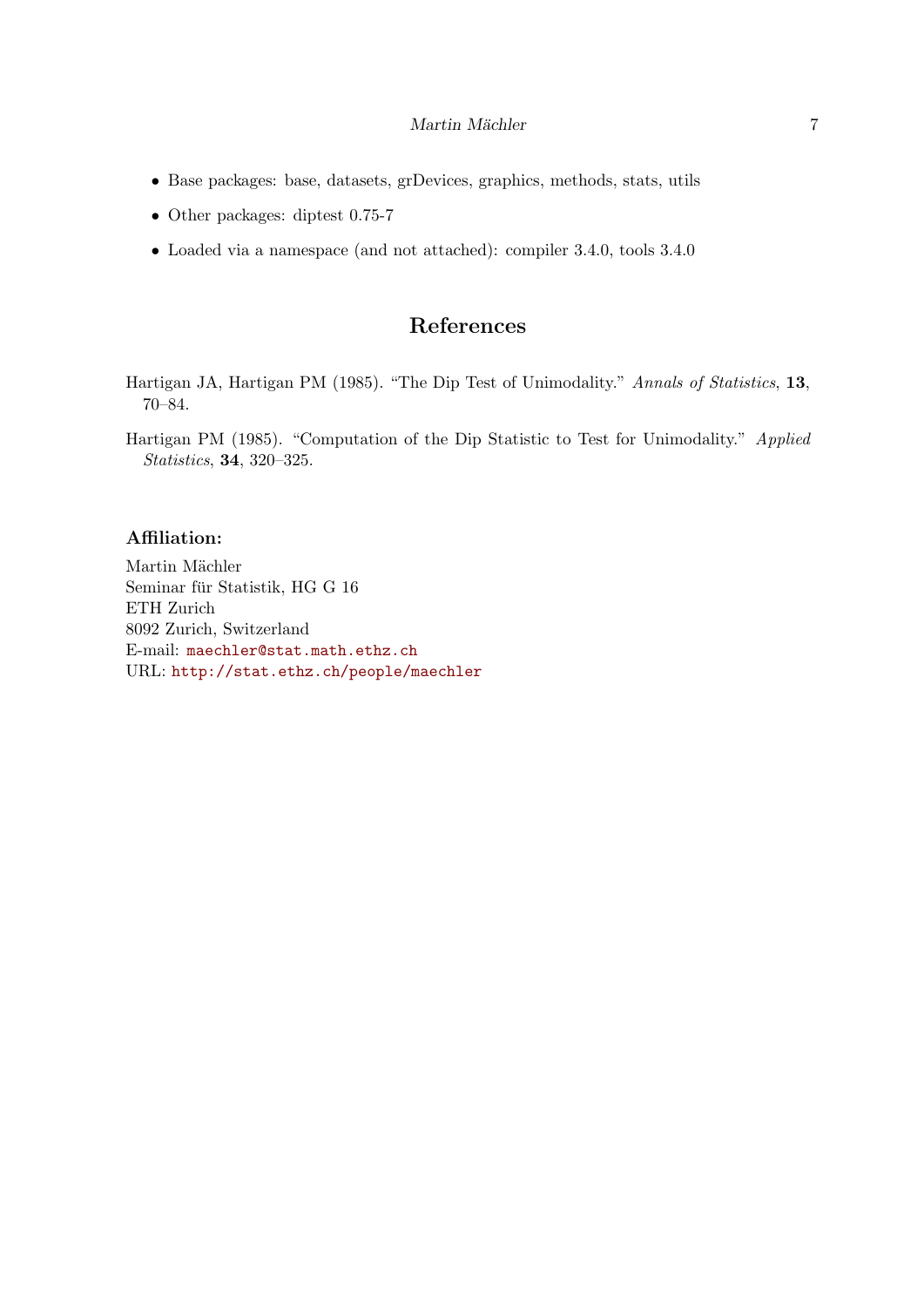- Base packages: base, datasets, grDevices, graphics, methods, stats, utils
- Other packages: diptest 0.75-7
- Loaded via a namespace (and not attached): compiler 3.4.0, tools 3.4.0

## References

Hartigan JA, Hartigan PM (1985). "The Dip Test of Unimodality." *Annals of Statistics*, **13**, 70–84.

Hartigan PM (1985). "Computation of the Dip Statistic to Test for Unimodality." *Applied Statistics*, **34**, 320–325.

### Affiliation:

Martin Mächler
Seminar für Statistik, HG G 16
ETH Zurich
8092 Zurich, Switzerland
E-mail: maechler@stat.math.ethz.ch
URL: http://stat.ethz.ch/people/maechler